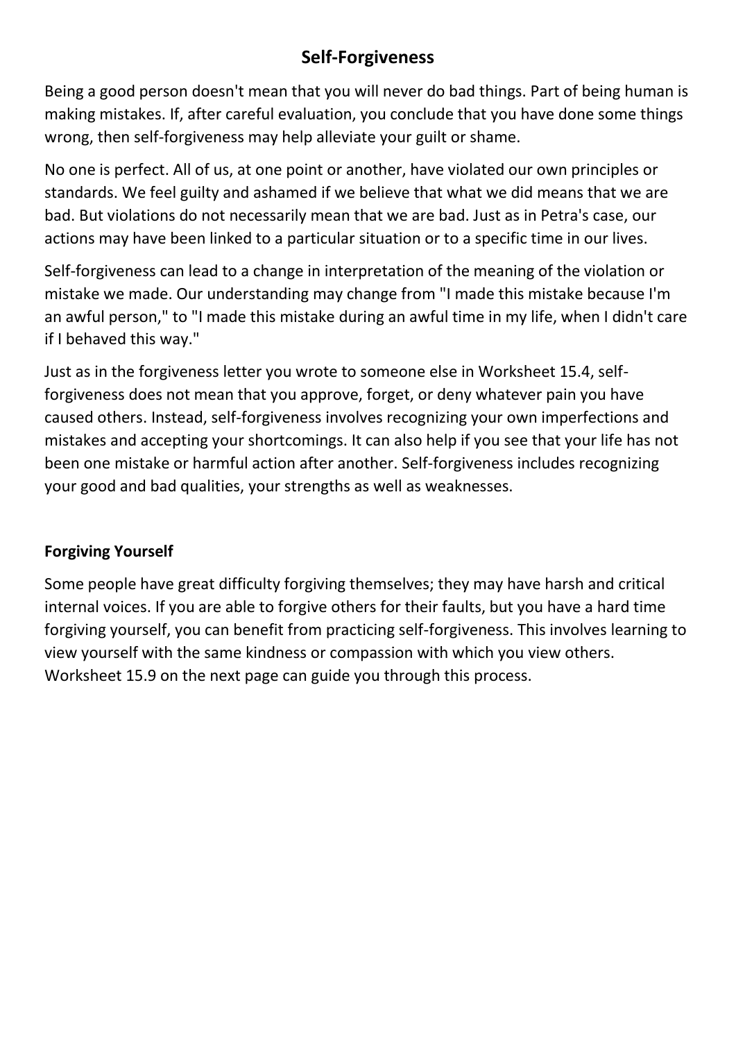# Self-Forgiveness

Being a good person doesn't mean that you will never do bad things. Part of being human is making mistakes. If, after careful evaluation, you conclude that you have done some things wrong, then self-forgiveness may help alleviate your guilt or shame.

No one is perfect. All of us, at one point or another, have violated our own principles or standards. We feel guilty and ashamed if we believe that what we did means that we are bad. But violations do not necessarily mean that we are bad. Just as in Petra's case, our actions may have been linked to a particular situation or to a specific time in our lives.

Self-forgiveness can lead to a change in interpretation of the meaning of the violation or mistake we made. Our understanding may change from "I made this mistake because I'm an awful person," to "I made this mistake during an awful time in my life, when I didn't care if I behaved this way."

Just as in the forgiveness letter you wrote to someone else in Worksheet 15.4, self-forgiveness does not mean that you approve, forget, or deny whatever pain you have caused others. Instead, self-forgiveness involves recognizing your own imperfections and mistakes and accepting your shortcomings. It can also help if you see that your life has not been one mistake or harmful action after another. Self-forgiveness includes recognizing your good and bad qualities, your strengths as well as weaknesses.

## Forgiving Yourself

Some people have great difficulty forgiving themselves; they may have harsh and critical internal voices. If you are able to forgive others for their faults, but you have a hard time forgiving yourself, you can benefit from practicing self-forgiveness. This involves learning to view yourself with the same kindness or compassion with which you view others. Worksheet 15.9 on the next page can guide you through this process.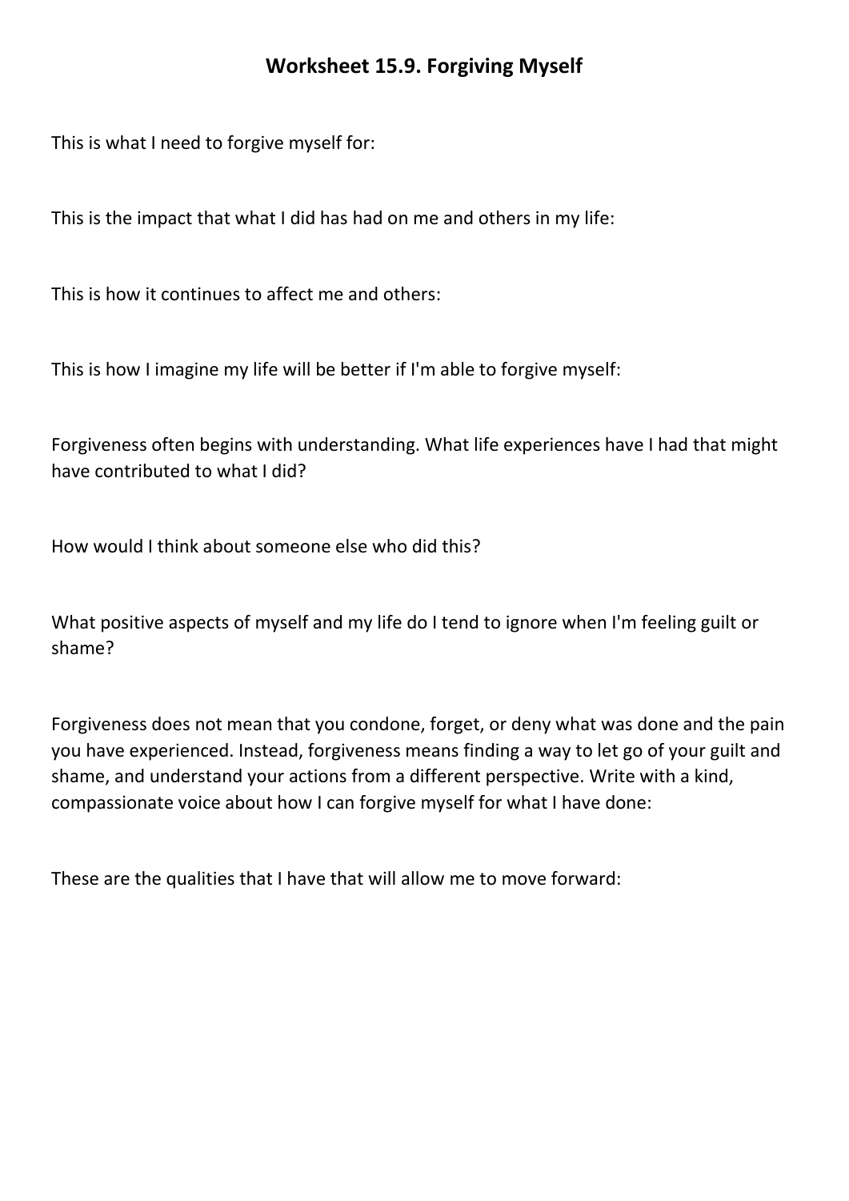## Worksheet 15.9. Forgiving Myself

This is what I need to forgive myself for:

This is the impact that what I did has had on me and others in my life:

This is how it continues to affect me and others:

This is how I imagine my life will be better if I'm able to forgive myself:

Forgiveness often begins with understanding. What life experiences have I had that might have contributed to what I did?

How would I think about someone else who did this?

What positive aspects of myself and my life do I tend to ignore when I'm feeling guilt or shame?

Forgiveness does not mean that you condone, forget, or deny what was done and the pain you have experienced. Instead, forgiveness means finding a way to let go of your guilt and shame, and understand your actions from a different perspective. Write with a kind, compassionate voice about how I can forgive myself for what I have done:

These are the qualities that I have that will allow me to move forward: